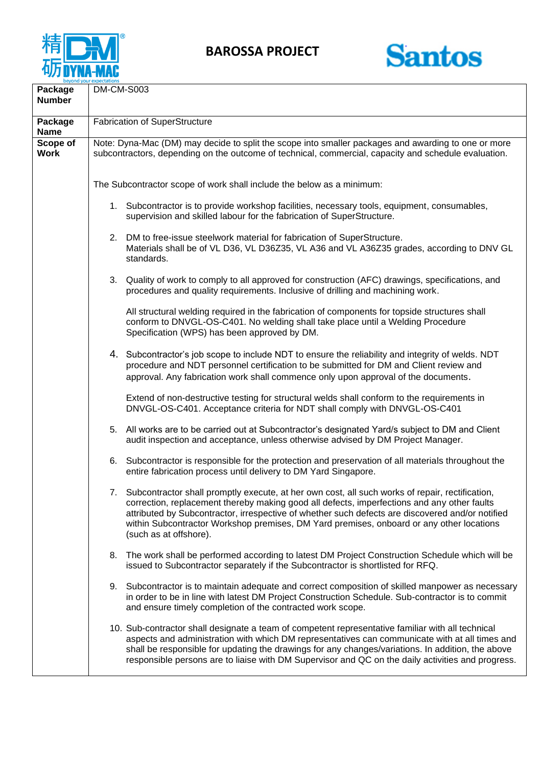# BAROSSA PROJECT

| **Package Number** | DM-CM-S003 |
|---|---|
| **Package Name** | Fabrication of SuperStructure |
| **Scope of Work** | Note: Dyna-Mac (DM) may decide to split the scope into smaller packages and awarding to one or more subcontractors, depending on the outcome of technical, commercial, capacity and schedule evaluation.<br><br>The Subcontractor scope of work shall include the below as a minimum:<br><br>1. Subcontractor is to provide workshop facilities, necessary tools, equipment, consumables, supervision and skilled labour for the fabrication of SuperStructure.<br><br>2. DM to free-issue steelwork material for fabrication of SuperStructure. Materials shall be of VL D36, VL D36Z35, VL A36 and VL A36Z35 grades, according to DNV GL standards.<br><br>3. Quality of work to comply to all approved for construction (AFC) drawings, specifications, and procedures and quality requirements. Inclusive of drilling and machining work.<br><br>All structural welding required in the fabrication of components for topside structures shall conform to DNVGL-OS-C401. No welding shall take place until a Welding Procedure Specification (WPS) has been approved by DM.<br><br>4. Subcontractor's job scope to include NDT to ensure the reliability and integrity of welds. NDT procedure and NDT personnel certification to be submitted for DM and Client review and approval. Any fabrication work shall commence only upon approval of the documents.<br><br>Extend of non-destructive testing for structural welds shall conform to the requirements in DNVGL-OS-C401. Acceptance criteria for NDT shall comply with DNVGL-OS-C401<br><br>5. All works are to be carried out at Subcontractor's designated Yard/s subject to DM and Client audit inspection and acceptance, unless otherwise advised by DM Project Manager.<br><br>6. Subcontractor is responsible for the protection and preservation of all materials throughout the entire fabrication process until delivery to DM Yard Singapore.<br><br>7. Subcontractor shall promptly execute, at her own cost, all such works of repair, rectification, correction, replacement thereby making good all defects, imperfections and any other faults attributed by Subcontractor, irrespective of whether such defects are discovered and/or notified within Subcontractor Workshop premises, DM Yard premises, onboard or any other locations (such as at offshore).<br><br>8. The work shall be performed according to latest DM Project Construction Schedule which will be issued to Subcontractor separately if the Subcontractor is shortlisted for RFQ.<br><br>9. Subcontractor is to maintain adequate and correct composition of skilled manpower as necessary in order to be in line with latest DM Project Construction Schedule. Sub-contractor is to commit and ensure timely completion of the contracted work scope.<br><br>10. Sub-contractor shall designate a team of competent representative familiar with all technical aspects and administration with which DM representatives can communicate with at all times and shall be responsible for updating the drawings for any changes/variations. In addition, the above responsible persons are to liaise with DM Supervisor and QC on the daily activities and progress. |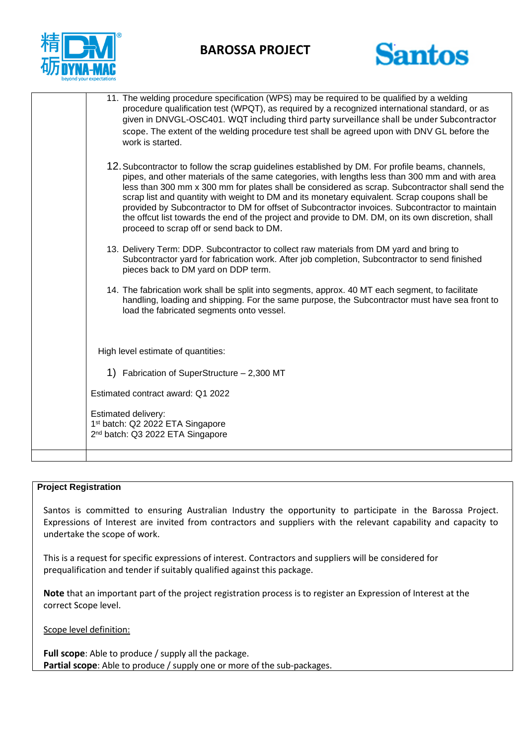11. The welding procedure specification (WPS) may be required to be qualified by a welding procedure qualification test (WPQT), as required by a recognized international standard, or as given in DNVGL-OSC401. WQT including third party surveillance shall be under Subcontractor scope. The extent of the welding procedure test shall be agreed upon with DNV GL before the work is started.

12. Subcontractor to follow the scrap guidelines established by DM. For profile beams, channels, pipes, and other materials of the same categories, with lengths less than 300 mm and with area less than 300 mm x 300 mm for plates shall be considered as scrap. Subcontractor shall send the scrap list and quantity with weight to DM and its monetary equivalent. Scrap coupons shall be provided by Subcontractor to DM for offset of Subcontractor invoices. Subcontractor to maintain the offcut list towards the end of the project and provide to DM. DM, on its own discretion, shall proceed to scrap off or send back to DM.

13. Delivery Term: DDP. Subcontractor to collect raw materials from DM yard and bring to Subcontractor yard for fabrication work. After job completion, Subcontractor to send finished pieces back to DM yard on DDP term.

14. The fabrication work shall be split into segments, approx. 40 MT each segment, to facilitate handling, loading and shipping. For the same purpose, the Subcontractor must have sea front to load the fabricated segments onto vessel.

High level estimate of quantities:

1) Fabrication of SuperStructure – 2,300 MT

Estimated contract award: Q1 2022

Estimated delivery:
1st batch: Q2 2022 ETA Singapore
2nd batch: Q3 2022 ETA Singapore

**Project Registration**

Santos is committed to ensuring Australian Industry the opportunity to participate in the Barossa Project. Expressions of Interest are invited from contractors and suppliers with the relevant capability and capacity to undertake the scope of work.

This is a request for specific expressions of interest. Contractors and suppliers will be considered for prequalification and tender if suitably qualified against this package.

**Note** that an important part of the project registration process is to register an Expression of Interest at the correct Scope level.

Scope level definition:

**Full scope**: Able to produce / supply all the package.
**Partial scope**: Able to produce / supply one or more of the sub-packages.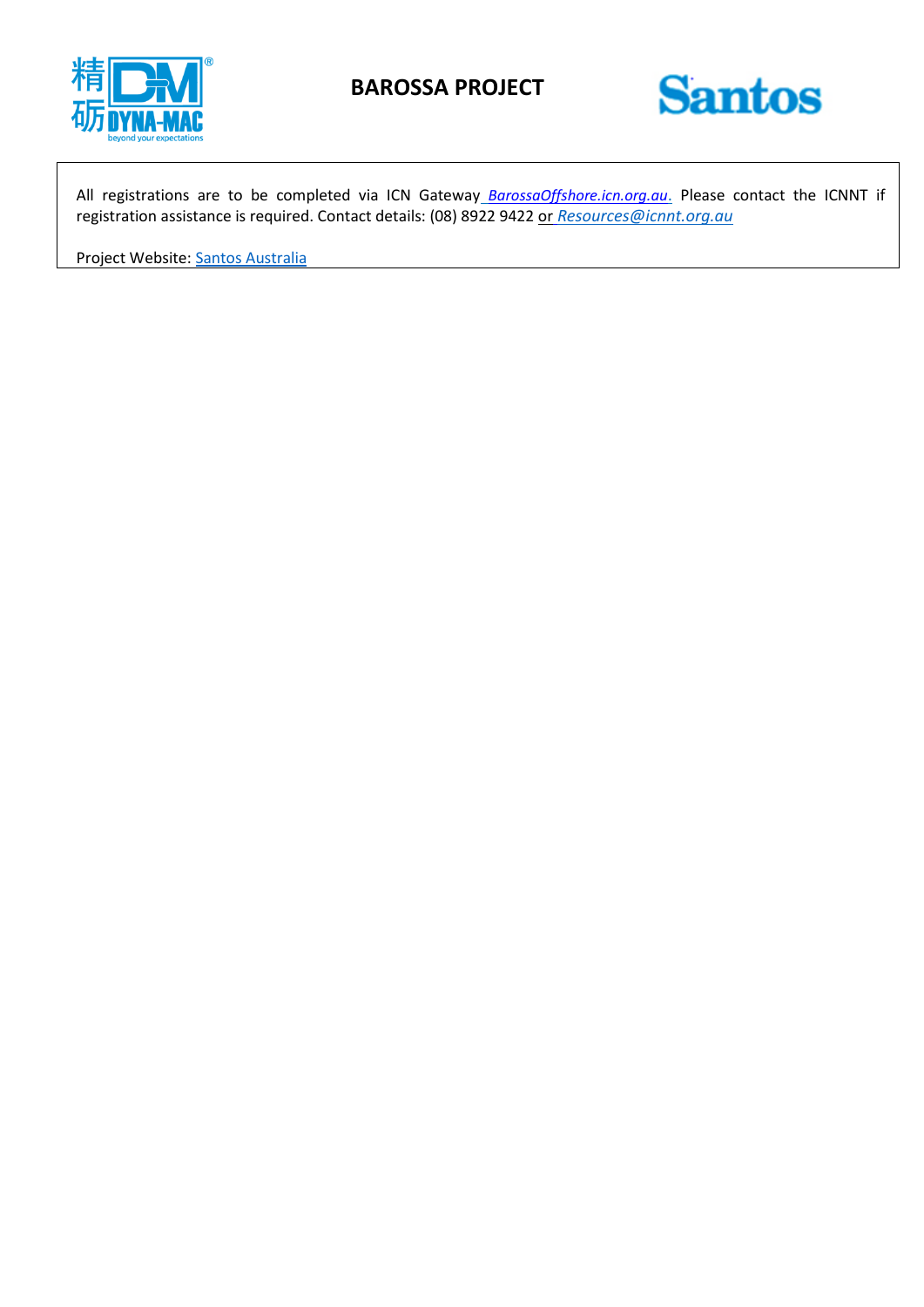# BAROSSA PROJECT

All registrations are to be completed via ICN Gateway *BarossaOffshore.icn.org.au*. Please contact the ICNNT if registration assistance is required. Contact details: (08) 8922 9422 or *Resources@icnnt.org.au*

Project Website: Santos Australia